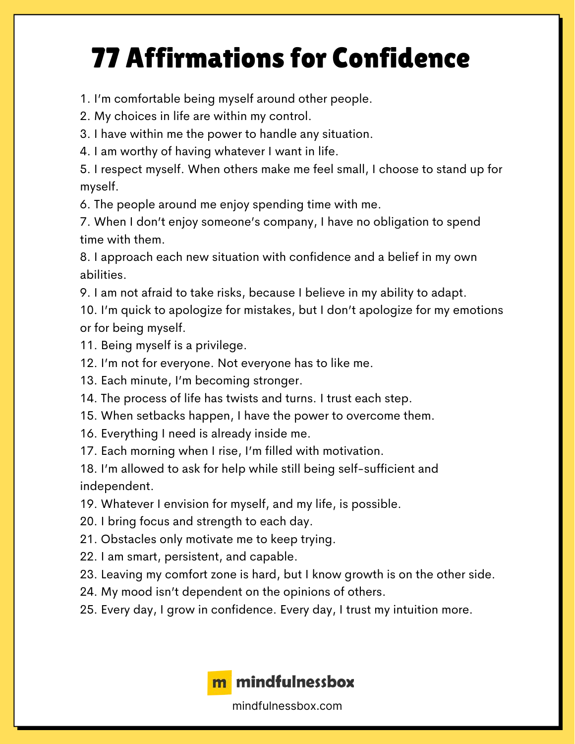# 77 Affirmations for Confidence

1. I'm comfortable being myself around other people.
2. My choices in life are within my control.
3. I have within me the power to handle any situation.
4. I am worthy of having whatever I want in life.
5. I respect myself. When others make me feel small, I choose to stand up for myself.
6. The people around me enjoy spending time with me.
7. When I don't enjoy someone's company, I have no obligation to spend time with them.
8. I approach each new situation with confidence and a belief in my own abilities.
9. I am not afraid to take risks, because I believe in my ability to adapt.
10. I'm quick to apologize for mistakes, but I don't apologize for my emotions or for being myself.
11. Being myself is a privilege.
12. I'm not for everyone. Not everyone has to like me.
13. Each minute, I'm becoming stronger.
14. The process of life has twists and turns. I trust each step.
15. When setbacks happen, I have the power to overcome them.
16. Everything I need is already inside me.
17. Each morning when I rise, I'm filled with motivation.
18. I'm allowed to ask for help while still being self-sufficient and independent.
19. Whatever I envision for myself, and my life, is possible.
20. I bring focus and strength to each day.
21. Obstacles only motivate me to keep trying.
22. I am smart, persistent, and capable.
23. Leaving my comfort zone is hard, but I know growth is on the other side.
24. My mood isn't dependent on the opinions of others.
25. Every day, I grow in confidence. Every day, I trust my intuition more.

m mindfulnessbox

mindfulnessbox.com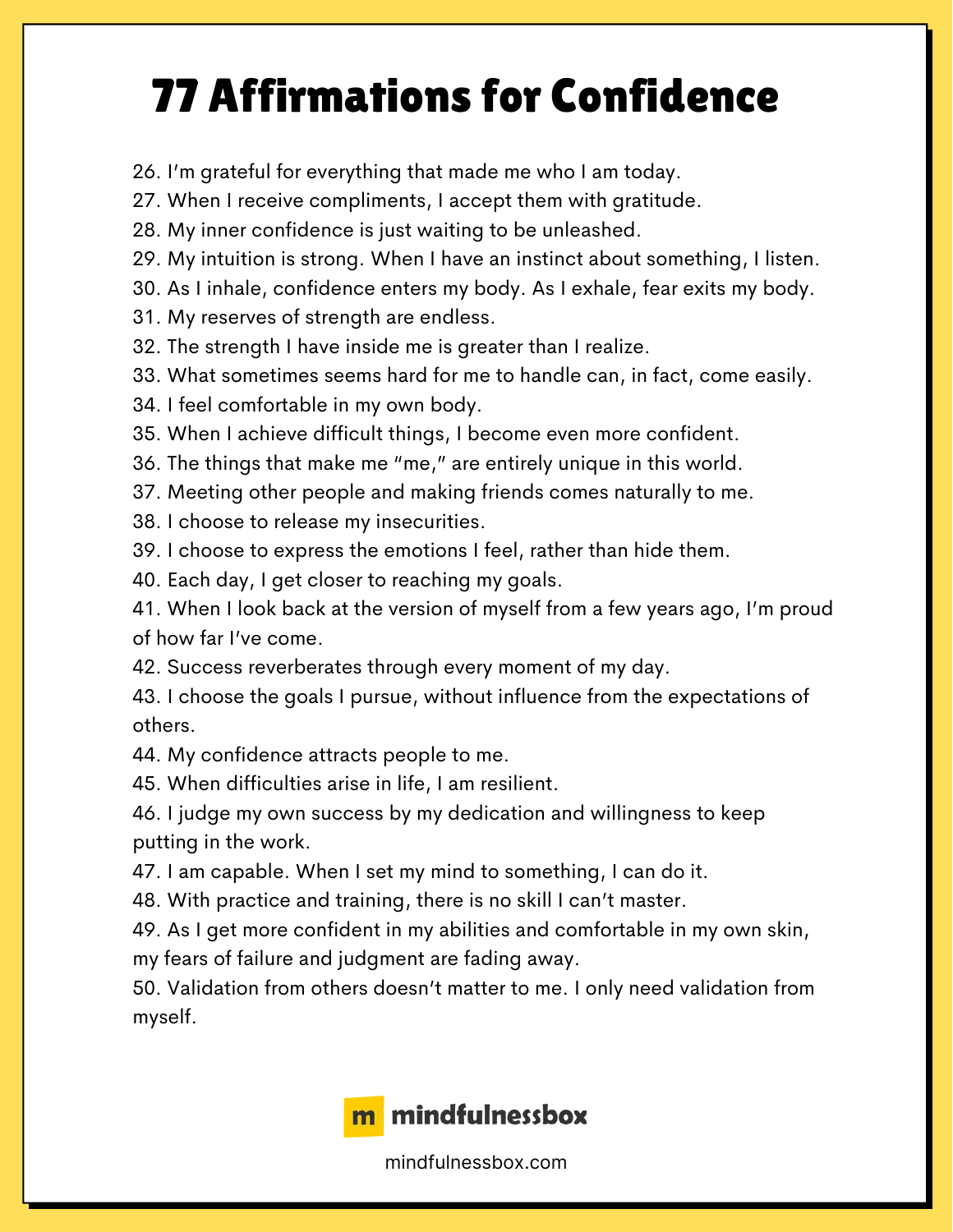# 77 Affirmations for Confidence

26. I'm grateful for everything that made me who I am today.
27. When I receive compliments, I accept them with gratitude.
28. My inner confidence is just waiting to be unleashed.
29. My intuition is strong. When I have an instinct about something, I listen.
30. As I inhale, confidence enters my body. As I exhale, fear exits my body.
31. My reserves of strength are endless.
32. The strength I have inside me is greater than I realize.
33. What sometimes seems hard for me to handle can, in fact, come easily.
34. I feel comfortable in my own body.
35. When I achieve difficult things, I become even more confident.
36. The things that make me "me," are entirely unique in this world.
37. Meeting other people and making friends comes naturally to me.
38. I choose to release my insecurities.
39. I choose to express the emotions I feel, rather than hide them.
40. Each day, I get closer to reaching my goals.
41. When I look back at the version of myself from a few years ago, I'm proud of how far I've come.
42. Success reverberates through every moment of my day.
43. I choose the goals I pursue, without influence from the expectations of others.
44. My confidence attracts people to me.
45. When difficulties arise in life, I am resilient.
46. I judge my own success by my dedication and willingness to keep putting in the work.
47. I am capable. When I set my mind to something, I can do it.
48. With practice and training, there is no skill I can't master.
49. As I get more confident in my abilities and comfortable in my own skin, my fears of failure and judgment are fading away.
50. Validation from others doesn't matter to me. I only need validation from myself.

**mindfulnessbox**

mindfulnessbox.com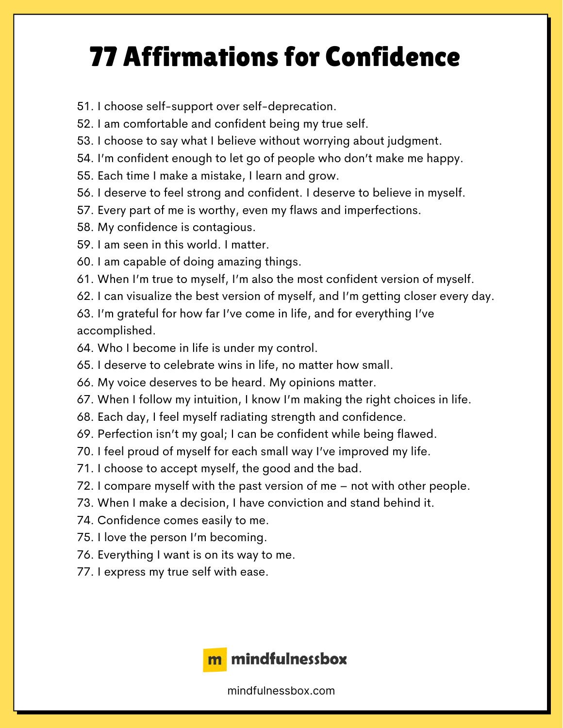# 77 Affirmations for Confidence

51. I choose self-support over self-deprecation.
52. I am comfortable and confident being my true self.
53. I choose to say what I believe without worrying about judgment.
54. I'm confident enough to let go of people who don't make me happy.
55. Each time I make a mistake, I learn and grow.
56. I deserve to feel strong and confident. I deserve to believe in myself.
57. Every part of me is worthy, even my flaws and imperfections.
58. My confidence is contagious.
59. I am seen in this world. I matter.
60. I am capable of doing amazing things.
61. When I'm true to myself, I'm also the most confident version of myself.
62. I can visualize the best version of myself, and I'm getting closer every day.
63. I'm grateful for how far I've come in life, and for everything I've accomplished.
64. Who I become in life is under my control.
65. I deserve to celebrate wins in life, no matter how small.
66. My voice deserves to be heard. My opinions matter.
67. When I follow my intuition, I know I'm making the right choices in life.
68. Each day, I feel myself radiating strength and confidence.
69. Perfection isn't my goal; I can be confident while being flawed.
70. I feel proud of myself for each small way I've improved my life.
71. I choose to accept myself, the good and the bad.
72. I compare myself with the past version of me – not with other people.
73. When I make a decision, I have conviction and stand behind it.
74. Confidence comes easily to me.
75. I love the person I'm becoming.
76. Everything I want is on its way to me.
77. I express my true self with ease.

mindfulnessbox

mindfulnessbox.com